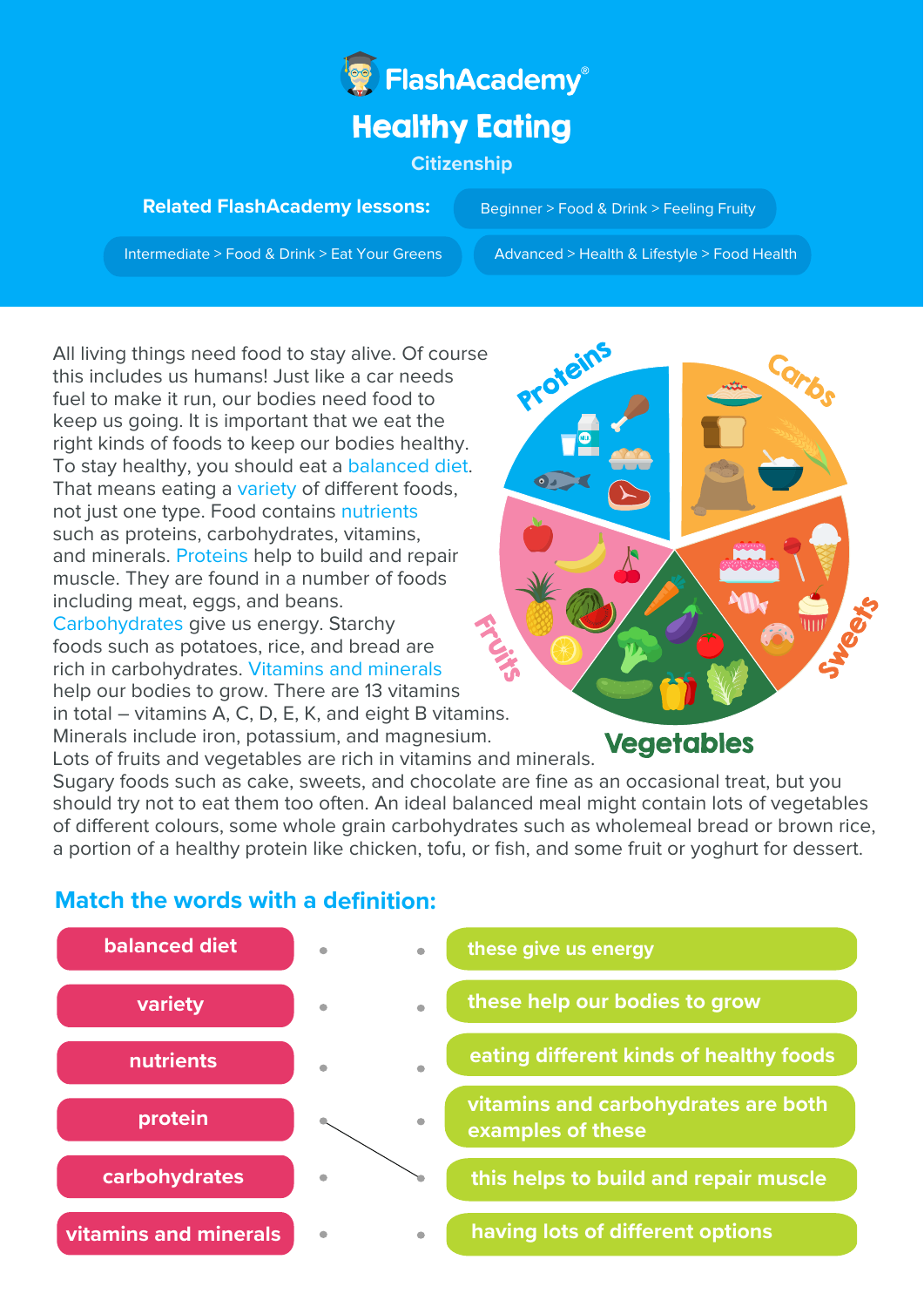# FlashAcademy®

## Healthy Eating

Citizenship

**Related FlashAcademy lessons:**

- Beginner > Food & Drink > Feeling Fruity
- Intermediate > Food & Drink > Eat Your Greens
- Advanced > Health & Lifestyle > Food Health

All living things need food to stay alive. Of course this includes us humans! Just like a car needs fuel to make it run, our bodies need food to keep us going. It is important that we eat the right kinds of foods to keep our bodies healthy. To stay healthy, you should eat a balanced diet. That means eating a variety of different foods, not just one type. Food contains nutrients such as proteins, carbohydrates, vitamins, and minerals. Proteins help to build and repair muscle. They are found in a number of foods including meat, eggs, and beans. Carbohydrates give us energy. Starchy foods such as potatoes, rice, and bread are rich in carbohydrates. Vitamins and minerals help our bodies to grow. There are 13 vitamins in total – vitamins A, C, D, E, K, and eight B vitamins. Minerals include iron, potassium, and magnesium. Lots of fruits and vegetables are rich in vitamins and minerals. Sugary foods such as cake, sweets, and chocolate are fine as an occasional treat, but you should try not to eat them too often. An ideal balanced meal might contain lots of vegetables of different colours, some whole grain carbohydrates such as wholemeal bread or brown rice, a portion of a healthy protein like chicken, tofu, or fish, and some fruit or yoghurt for dessert.

Proteins | Carbs | Sweets | Vegetables | Fruits

## Match the words with a definition:

| Word | Definition |
|---|---|
| balanced diet | these give us energy |
| variety | these help our bodies to grow |
| nutrients | eating different kinds of healthy foods |
| protein | vitamins and carbohydrates are both examples of these |
| carbohydrates | this helps to build and repair muscle |
| vitamins and minerals | having lots of different options |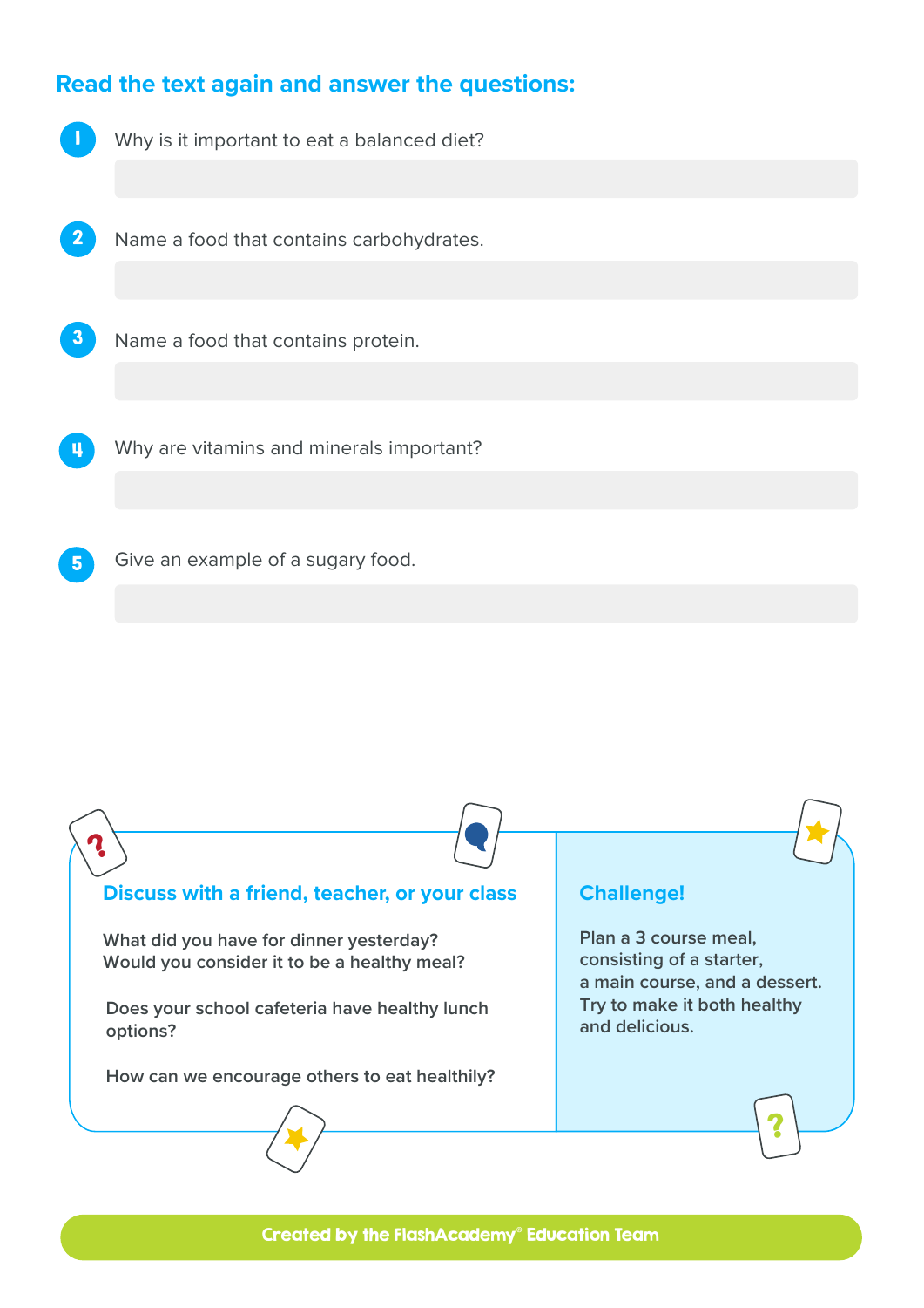## Read the text again and answer the questions:

1. Why is it important to eat a balanced diet?

2. Name a food that contains carbohydrates.

3. Name a food that contains protein.

4. Why are vitamins and minerals important?

5. Give an example of a sugary food.

### Discuss with a friend, teacher, or your class

What did you have for dinner yesterday?
Would you consider it to be a healthy meal?

Does your school cafeteria have healthy lunch options?

How can we encourage others to eat healthily?

### Challenge!

Plan a 3 course meal, consisting of a starter, a main course, and a dessert. Try to make it both healthy and delicious.

Created by the FlashAcademy® Education Team